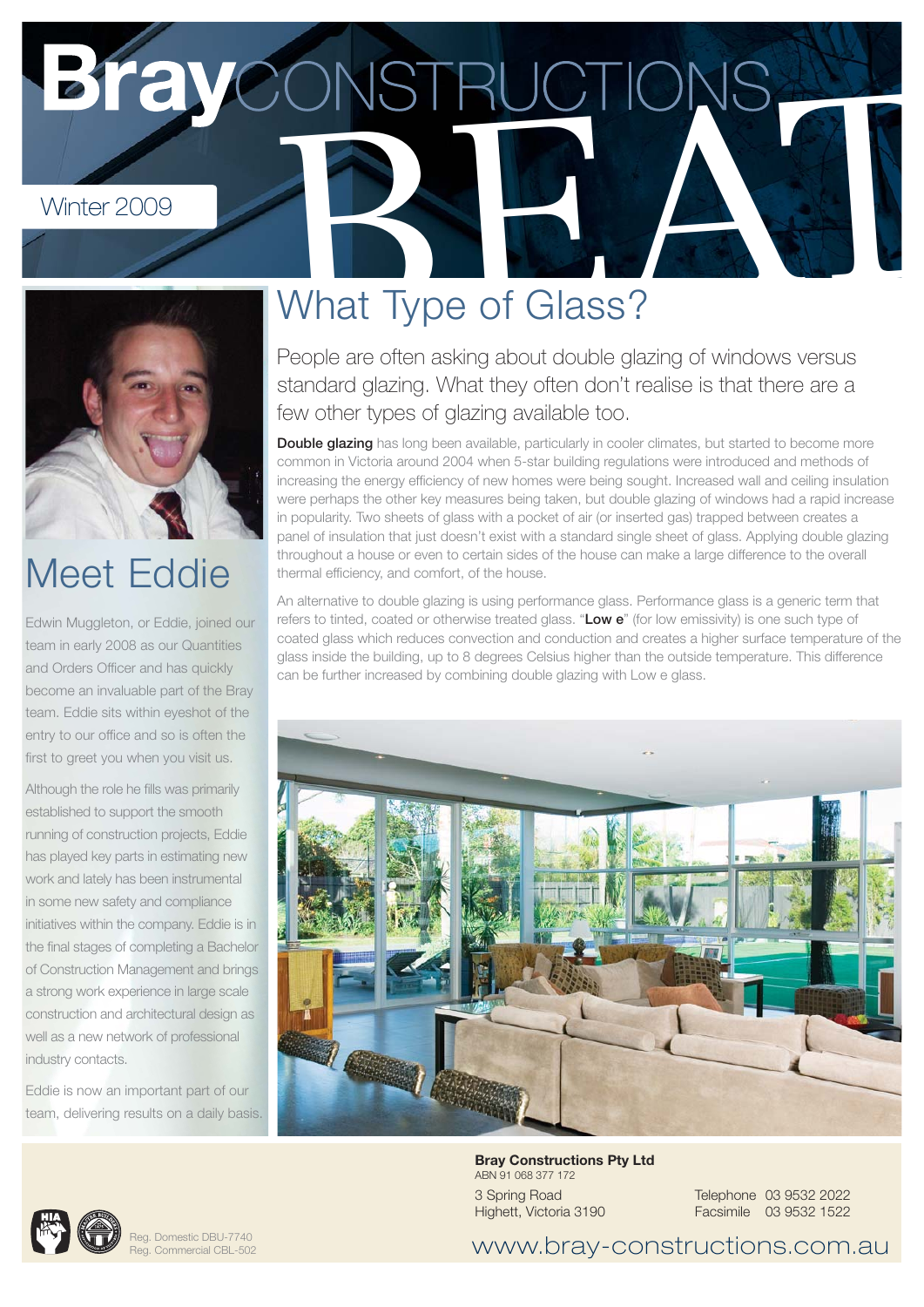# Bray CONSTRUCTIONS BEAT

Winter 2009

## Meet Eddie

Edwin Muggleton, or Eddie, joined our team in early 2008 as our Quantities and Orders Officer and has quickly become an invaluable part of the Bray team. Eddie sits within eyeshot of the entry to our office and so is often the first to greet you when you visit us.

Although the role he fills was primarily established to support the smooth running of construction projects, Eddie has played key parts in estimating new work and lately has been instrumental in some new safety and compliance initiatives within the company. Eddie is in the final stages of completing a Bachelor of Construction Management and brings a strong work experience in large scale construction and architectural design as well as a new network of professional industry contacts.

Eddie is now an important part of our team, delivering results on a daily basis.

## What Type of Glass?

People are often asking about double glazing of windows versus standard glazing. What they often don't realise is that there are a few other types of glazing available too.

**Double glazing** has long been available, particularly in cooler climates, but started to become more common in Victoria around 2004 when 5-star building regulations were introduced and methods of increasing the energy efficiency of new homes were being sought. Increased wall and ceiling insulation were perhaps the other key measures being taken, but double glazing of windows had a rapid increase in popularity. Two sheets of glass with a pocket of air (or inserted gas) trapped between creates a panel of insulation that just doesn't exist with a standard single sheet of glass. Applying double glazing throughout a house or even to certain sides of the house can make a large difference to the overall thermal efficiency, and comfort, of the house.

An alternative to double glazing is using performance glass. Performance glass is a generic term that refers to tinted, coated or otherwise treated glass. "**Low e**" (for low emissivity) is one such type of coated glass which reduces convection and conduction and creates a higher surface temperature of the glass inside the building, up to 8 degrees Celsius higher than the outside temperature. This difference can be further increased by combining double glazing with Low e glass.

**Bray Constructions Pty Ltd**
ABN 91 068 377 172

3 Spring Road
Highett, Victoria 3190

Telephone 03 9532 2022
Facsimile 03 9532 1522

Reg. Domestic DBU-7740
Reg. Commercial CBL-502

www.bray-constructions.com.au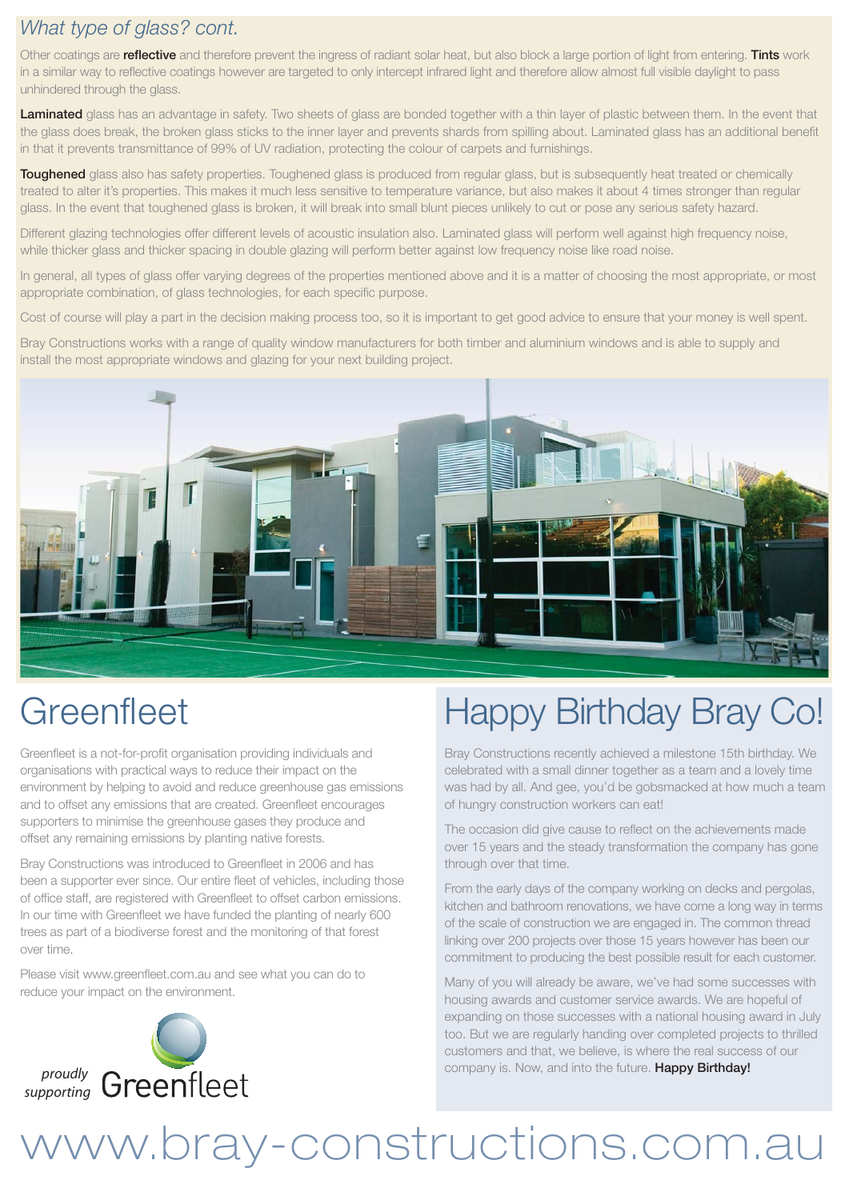*What type of glass? cont.*

Other coatings are **reflective** and therefore prevent the ingress of radiant solar heat, but also block a large portion of light from entering. **Tints** work in a similar way to reflective coatings however are targeted to only intercept infrared light and therefore allow almost full visible daylight to pass unhindered through the glass.

**Laminated** glass has an advantage in safety. Two sheets of glass are bonded together with a thin layer of plastic between them. In the event that the glass does break, the broken glass sticks to the inner layer and prevents shards from spilling about. Laminated glass has an additional benefit in that it prevents transmittance of 99% of UV radiation, protecting the colour of carpets and furnishings.

**Toughened** glass also has safety properties. Toughened glass is produced from regular glass, but is subsequently heat treated or chemically treated to alter it's properties. This makes it much less sensitive to temperature variance, but also makes it about 4 times stronger than regular glass. In the event that toughened glass is broken, it will break into small blunt pieces unlikely to cut or pose any serious safety hazard.

Different glazing technologies offer different levels of acoustic insulation also. Laminated glass will perform well against high frequency noise, while thicker glass and thicker spacing in double glazing will perform better against low frequency noise like road noise.

In general, all types of glass offer varying degrees of the properties mentioned above and it is a matter of choosing the most appropriate, or most appropriate combination, of glass technologies, for each specific purpose.

Cost of course will play a part in the decision making process too, so it is important to get good advice to ensure that your money is well spent.

Bray Constructions works with a range of quality window manufacturers for both timber and aluminium windows and is able to supply and install the most appropriate windows and glazing for your next building project.

# Greenfleet

Greenfleet is a not-for-profit organisation providing individuals and organisations with practical ways to reduce their impact on the environment by helping to avoid and reduce greenhouse gas emissions and to offset any emissions that are created. Greenfleet encourages supporters to minimise the greenhouse gases they produce and offset any remaining emissions by planting native forests.

Bray Constructions was introduced to Greenfleet in 2006 and has been a supporter ever since. Our entire fleet of vehicles, including those of office staff, are registered with Greenfleet to offset carbon emissions. In our time with Greenfleet we have funded the planting of nearly 600 trees as part of a biodiverse forest and the monitoring of that forest over time.

Please visit www.greenfleet.com.au and see what you can do to reduce your impact on the environment.

*proudly supporting* Greenfleet

# Happy Birthday Bray Co!

Bray Constructions recently achieved a milestone 15th birthday. We celebrated with a small dinner together as a team and a lovely time was had by all. And gee, you'd be gobsmacked at how much a team of hungry construction workers can eat!

The occasion did give cause to reflect on the achievements made over 15 years and the steady transformation the company has gone through over that time.

From the early days of the company working on decks and pergolas, kitchen and bathroom renovations, we have come a long way in terms of the scale of construction we are engaged in. The common thread linking over 200 projects over those 15 years however has been our commitment to producing the best possible result for each customer.

Many of you will already be aware, we've had some successes with housing awards and customer service awards. We are hopeful of expanding on those successes with a national housing award in July too. But we are regularly handing over completed projects to thrilled customers and that, we believe, is where the real success of our company is. Now, and into the future. **Happy Birthday!**

www.bray-constructions.com.au